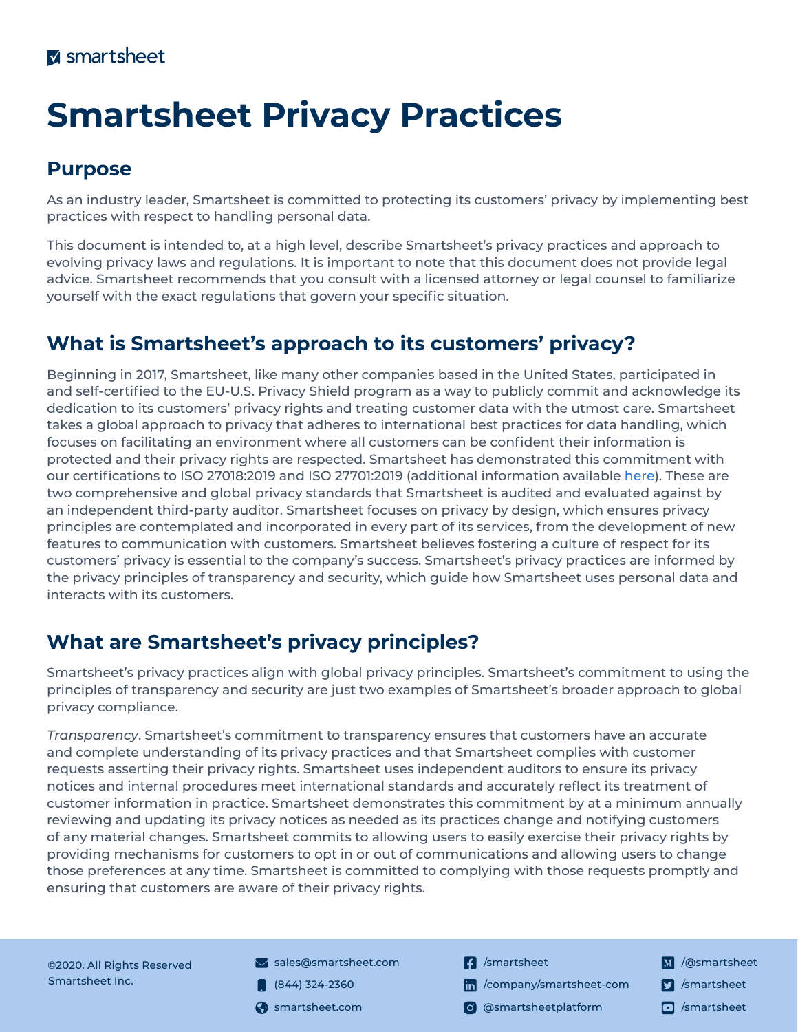smartsheet

# Smartsheet Privacy Practices

## Purpose

As an industry leader, Smartsheet is committed to protecting its customers' privacy by implementing best practices with respect to handling personal data.

This document is intended to, at a high level, describe Smartsheet's privacy practices and approach to evolving privacy laws and regulations. It is important to note that this document does not provide legal advice. Smartsheet recommends that you consult with a licensed attorney or legal counsel to familiarize yourself with the exact regulations that govern your specific situation.

## What is Smartsheet's approach to its customers' privacy?

Beginning in 2017, Smartsheet, like many other companies based in the United States, participated in and self-certified to the EU-U.S. Privacy Shield program as a way to publicly commit and acknowledge its dedication to its customers' privacy rights and treating customer data with the utmost care. Smartsheet takes a global approach to privacy that adheres to international best practices for data handling, which focuses on facilitating an environment where all customers can be confident their information is protected and their privacy rights are respected. Smartsheet has demonstrated this commitment with our certifications to ISO 27018:2019 and ISO 27701:2019 (additional information available here). These are two comprehensive and global privacy standards that Smartsheet is audited and evaluated against by an independent third-party auditor. Smartsheet focuses on privacy by design, which ensures privacy principles are contemplated and incorporated in every part of its services, from the development of new features to communication with customers. Smartsheet believes fostering a culture of respect for its customers' privacy is essential to the company's success. Smartsheet's privacy practices are informed by the privacy principles of transparency and security, which guide how Smartsheet uses personal data and interacts with its customers.

## What are Smartsheet's privacy principles?

Smartsheet's privacy practices align with global privacy principles. Smartsheet's commitment to using the principles of transparency and security are just two examples of Smartsheet's broader approach to global privacy compliance.

*Transparency*. Smartsheet's commitment to transparency ensures that customers have an accurate and complete understanding of its privacy practices and that Smartsheet complies with customer requests asserting their privacy rights. Smartsheet uses independent auditors to ensure its privacy notices and internal procedures meet international standards and accurately reflect its treatment of customer information in practice. Smartsheet demonstrates this commitment by at a minimum annually reviewing and updating its privacy notices as needed as its practices change and notifying customers of any material changes. Smartsheet commits to allowing users to easily exercise their privacy rights by providing mechanisms for customers to opt in or out of communications and allowing users to change those preferences at any time. Smartsheet is committed to complying with those requests promptly and ensuring that customers are aware of their privacy rights.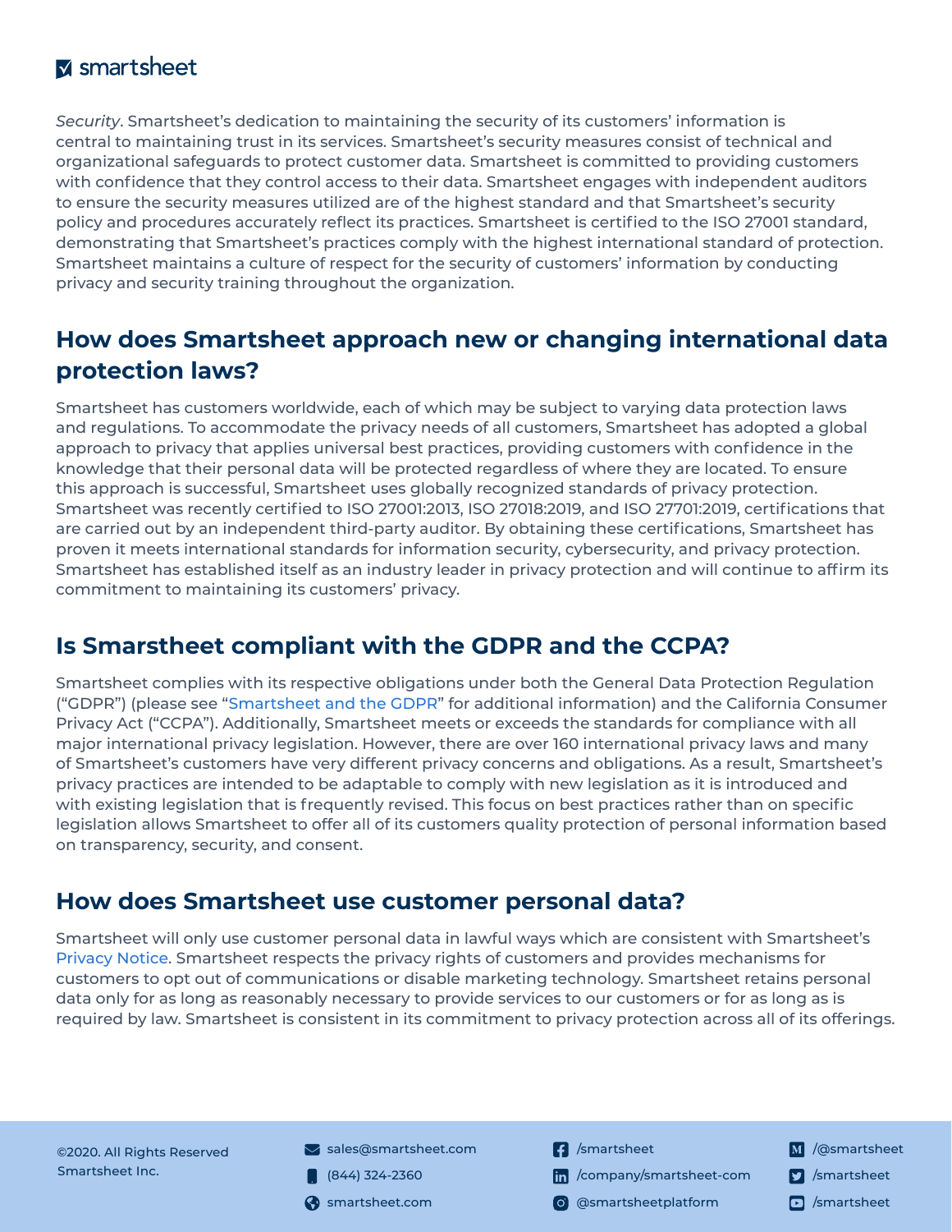*Security*. Smartsheet's dedication to maintaining the security of its customers' information is central to maintaining trust in its services. Smartsheet's security measures consist of technical and organizational safeguards to protect customer data. Smartsheet is committed to providing customers with confidence that they control access to their data. Smartsheet engages with independent auditors to ensure the security measures utilized are of the highest standard and that Smartsheet's security policy and procedures accurately reflect its practices. Smartsheet is certified to the ISO 27001 standard, demonstrating that Smartsheet's practices comply with the highest international standard of protection. Smartsheet maintains a culture of respect for the security of customers' information by conducting privacy and security training throughout the organization.

## How does Smartsheet approach new or changing international data protection laws?

Smartsheet has customers worldwide, each of which may be subject to varying data protection laws and regulations. To accommodate the privacy needs of all customers, Smartsheet has adopted a global approach to privacy that applies universal best practices, providing customers with confidence in the knowledge that their personal data will be protected regardless of where they are located. To ensure this approach is successful, Smartsheet uses globally recognized standards of privacy protection. Smartsheet was recently certified to ISO 27001:2013, ISO 27018:2019, and ISO 27701:2019, certifications that are carried out by an independent third-party auditor. By obtaining these certifications, Smartsheet has proven it meets international standards for information security, cybersecurity, and privacy protection. Smartsheet has established itself as an industry leader in privacy protection and will continue to affirm its commitment to maintaining its customers' privacy.

## Is Smarstheet compliant with the GDPR and the CCPA?

Smartsheet complies with its respective obligations under both the General Data Protection Regulation ("GDPR") (please see "Smartsheet and the GDPR" for additional information) and the California Consumer Privacy Act ("CCPA"). Additionally, Smartsheet meets or exceeds the standards for compliance with all major international privacy legislation. However, there are over 160 international privacy laws and many of Smartsheet's customers have very different privacy concerns and obligations. As a result, Smartsheet's privacy practices are intended to be adaptable to comply with new legislation as it is introduced and with existing legislation that is frequently revised. This focus on best practices rather than on specific legislation allows Smartsheet to offer all of its customers quality protection of personal information based on transparency, security, and consent.

## How does Smartsheet use customer personal data?

Smartsheet will only use customer personal data in lawful ways which are consistent with Smartsheet's Privacy Notice. Smartsheet respects the privacy rights of customers and provides mechanisms for customers to opt out of communications or disable marketing technology. Smartsheet retains personal data only for as long as reasonably necessary to provide services to our customers or for as long as is required by law. Smartsheet is consistent in its commitment to privacy protection across all of its offerings.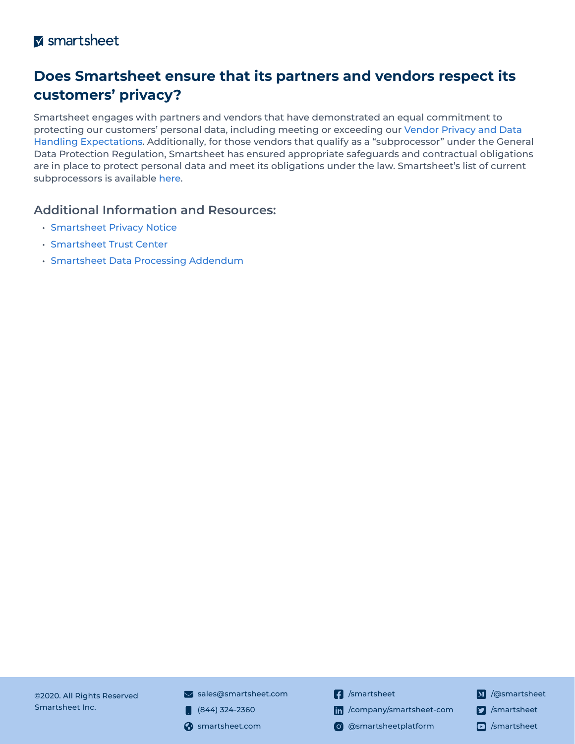# Does Smartsheet ensure that its partners and vendors respect its customers' privacy?

Smartsheet engages with partners and vendors that have demonstrated an equal commitment to protecting our customers' personal data, including meeting or exceeding our Vendor Privacy and Data Handling Expectations. Additionally, for those vendors that qualify as a "subprocessor" under the General Data Protection Regulation, Smartsheet has ensured appropriate safeguards and contractual obligations are in place to protect personal data and meet its obligations under the law. Smartsheet's list of current subprocessors is available here.

## Additional Information and Resources:

- Smartsheet Privacy Notice
- Smartsheet Trust Center
- Smartsheet Data Processing Addendum